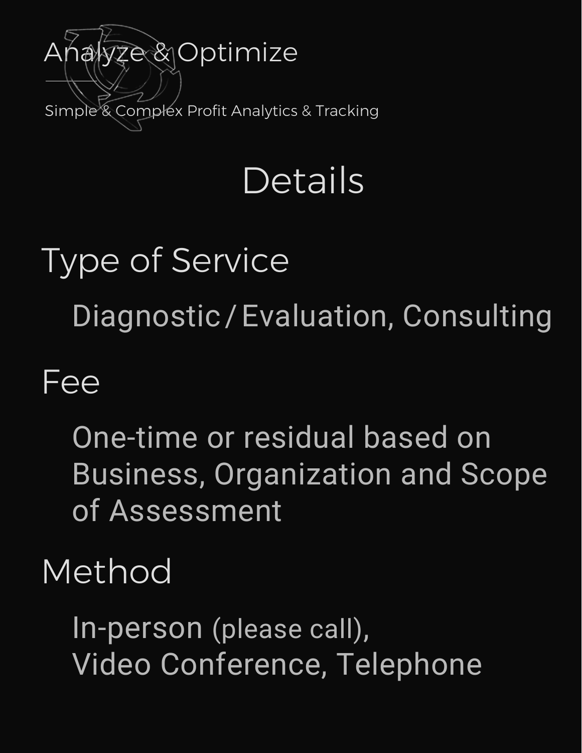# Analyze & Optimize

Simple & Complex Profit Analytics & Tracking

## Details

### Type of Service

Diagnostic / Evaluation, Consulting

### Fee

One-time or residual based on Business, Organization and Scope of Assessment

### Method

In-person (please call),
Video Conference, Telephone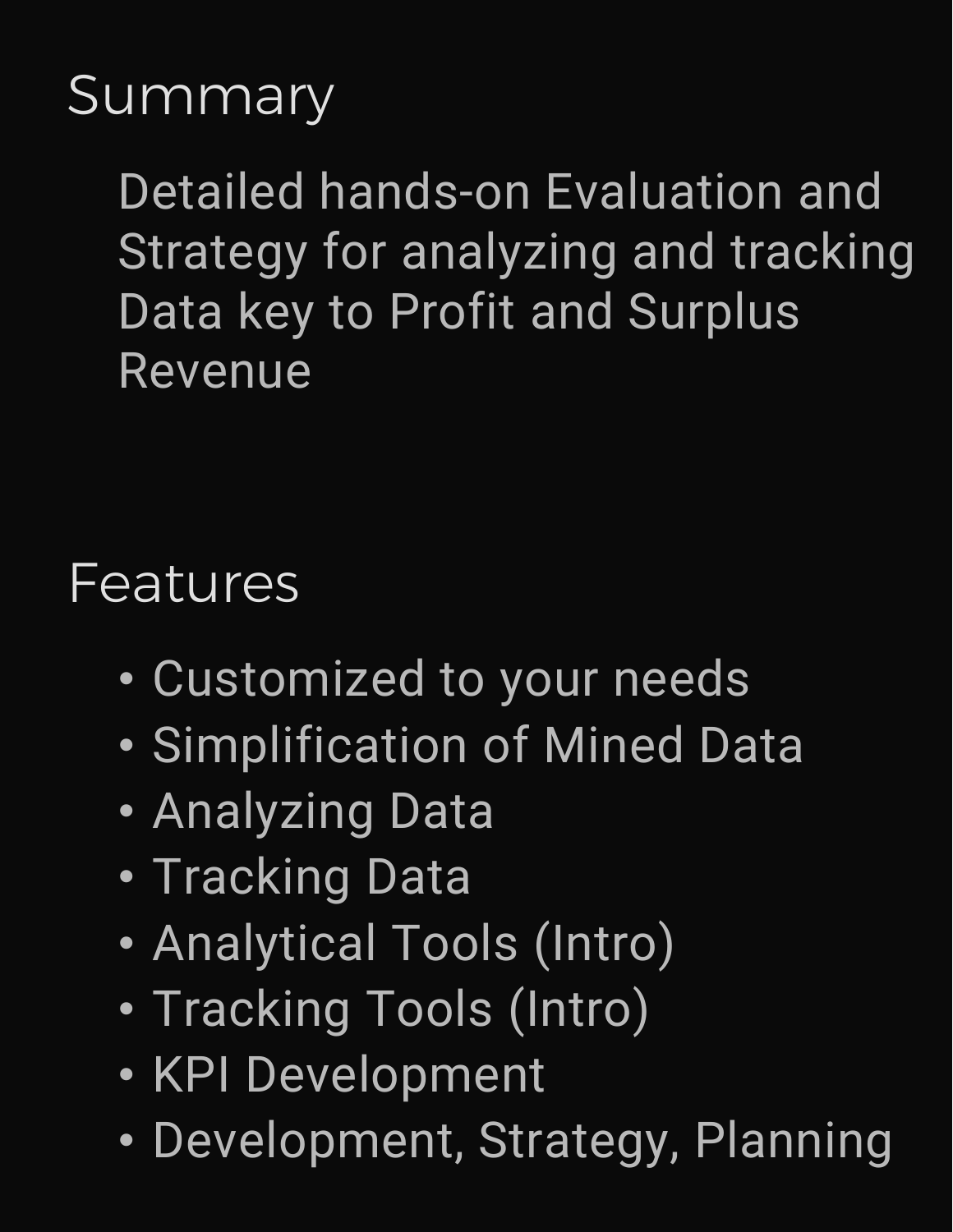## Summary

Detailed hands-on Evaluation and Strategy for analyzing and tracking Data key to Profit and Surplus Revenue

## Features

- Customized to your needs
- Simplification of Mined Data
- Analyzing Data
- Tracking Data
- Analytical Tools (Intro)
- Tracking Tools (Intro)
- KPI Development
- Development, Strategy, Planning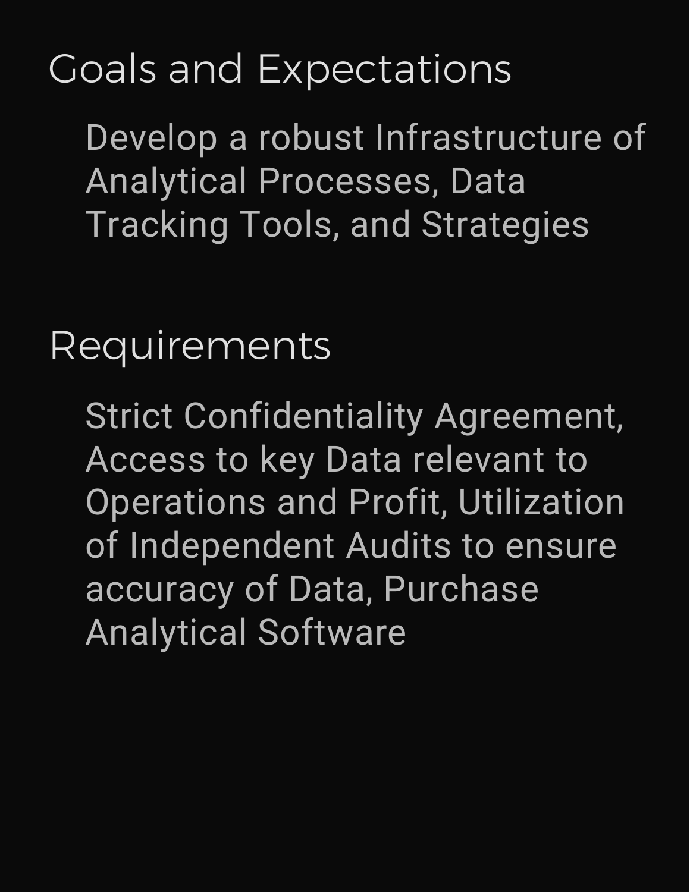## Goals and Expectations

Develop a robust Infrastructure of Analytical Processes, Data Tracking Tools, and Strategies

## Requirements

Strict Confidentiality Agreement, Access to key Data relevant to Operations and Profit, Utilization of Independent Audits to ensure accuracy of Data, Purchase Analytical Software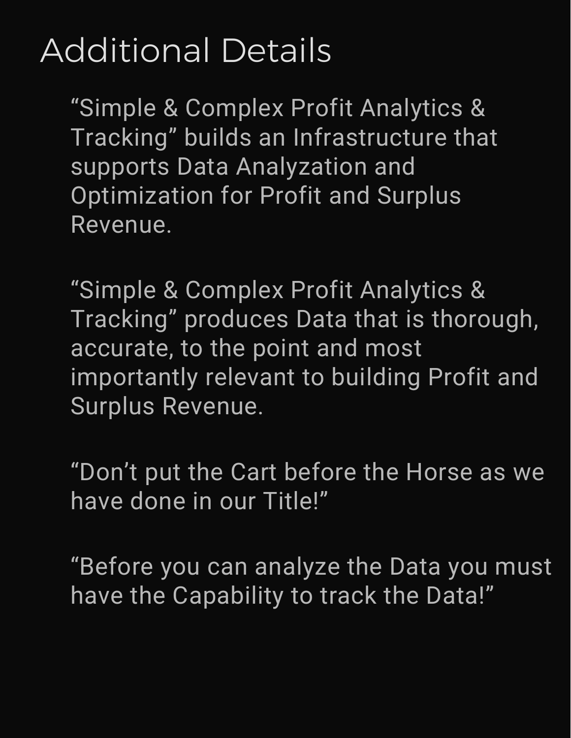# Additional Details

"Simple & Complex Profit Analytics & Tracking" builds an Infrastructure that supports Data Analyzation and Optimization for Profit and Surplus Revenue.

"Simple & Complex Profit Analytics & Tracking" produces Data that is thorough, accurate, to the point and most importantly relevant to building Profit and Surplus Revenue.

"Don't put the Cart before the Horse as we have done in our Title!"

"Before you can analyze the Data you must have the Capability to track the Data!"